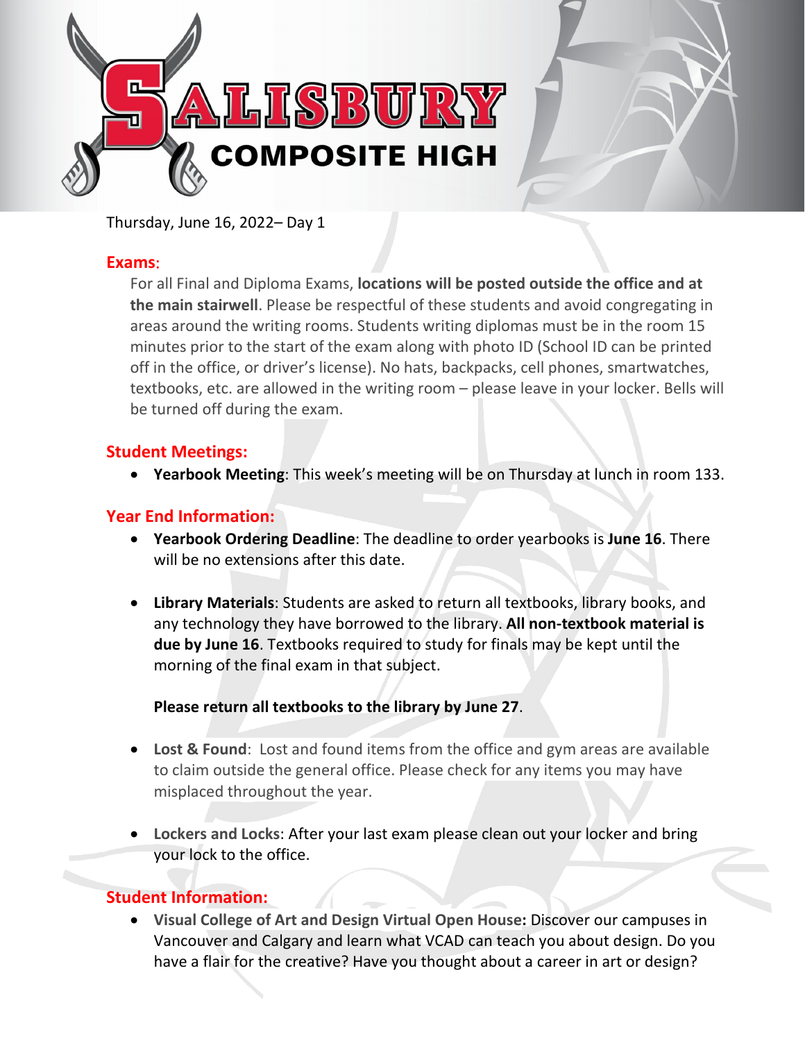# SALISBURY COMPOSITE HIGH

Thursday, June 16, 2022– Day 1

## Exams:

For all Final and Diploma Exams, **locations will be posted outside the office and at the main stairwell**. Please be respectful of these students and avoid congregating in areas around the writing rooms. Students writing diplomas must be in the room 15 minutes prior to the start of the exam along with photo ID (School ID can be printed off in the office, or driver's license). No hats, backpacks, cell phones, smartwatches, textbooks, etc. are allowed in the writing room – please leave in your locker. Bells will be turned off during the exam.

## Student Meetings:

- **Yearbook Meeting**: This week's meeting will be on Thursday at lunch in room 133.

## Year End Information:

- **Yearbook Ordering Deadline**: The deadline to order yearbooks is **June 16**. There will be no extensions after this date.

- **Library Materials**: Students are asked to return all textbooks, library books, and any technology they have borrowed to the library. **All non-textbook material is due by June 16**. Textbooks required to study for finals may be kept until the morning of the final exam in that subject.

  **Please return all textbooks to the library by June 27**.

- **Lost & Found**: Lost and found items from the office and gym areas are available to claim outside the general office. Please check for any items you may have misplaced throughout the year.

- **Lockers and Locks**: After your last exam please clean out your locker and bring your lock to the office.

## Student Information:

- **Visual College of Art and Design Virtual Open House:** Discover our campuses in Vancouver and Calgary and learn what VCAD can teach you about design. Do you have a flair for the creative? Have you thought about a career in art or design?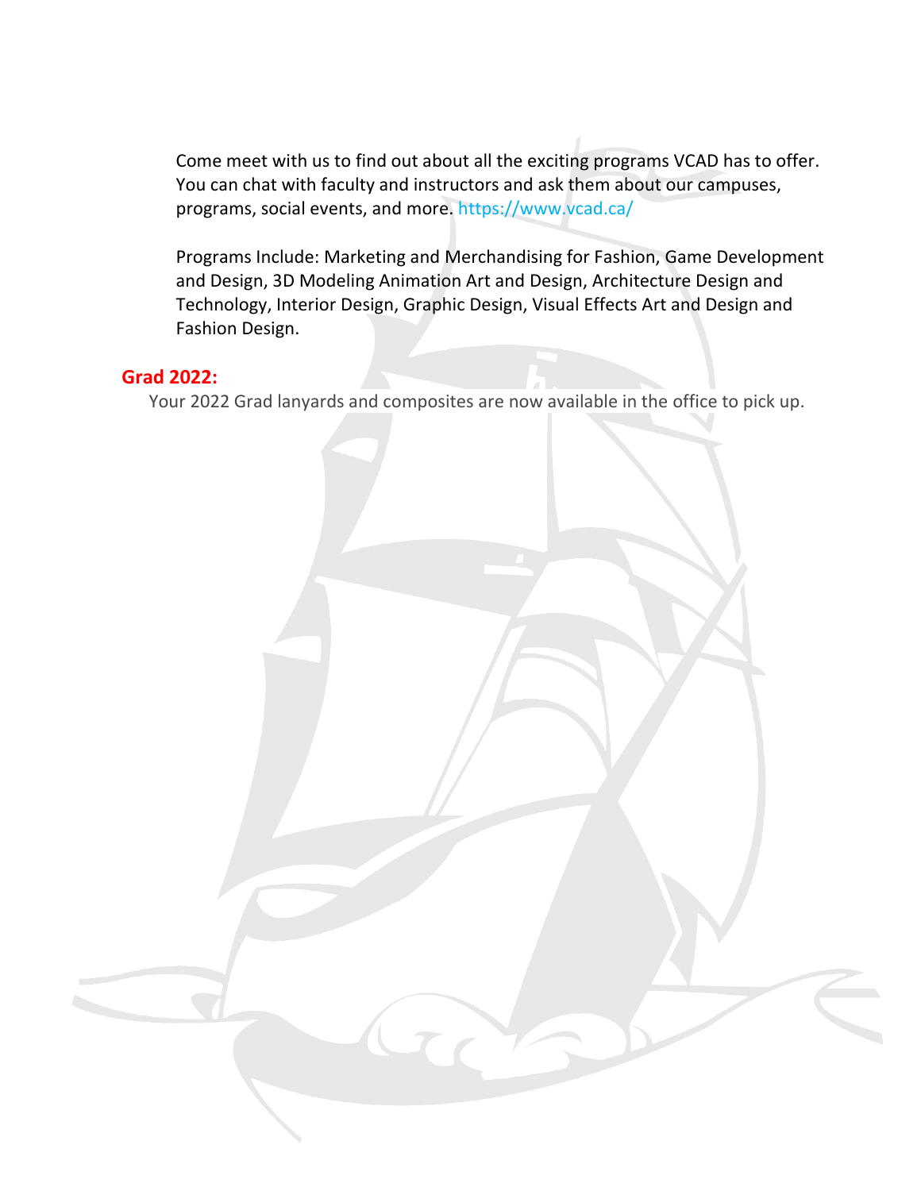Come meet with us to find out about all the exciting programs VCAD has to offer. You can chat with faculty and instructors and ask them about our campuses, programs, social events, and more. https://www.vcad.ca/

Programs Include: Marketing and Merchandising for Fashion, Game Development and Design, 3D Modeling Animation Art and Design, Architecture Design and Technology, Interior Design, Graphic Design, Visual Effects Art and Design and Fashion Design.

**Grad 2022:**

Your 2022 Grad lanyards and composites are now available in the office to pick up.